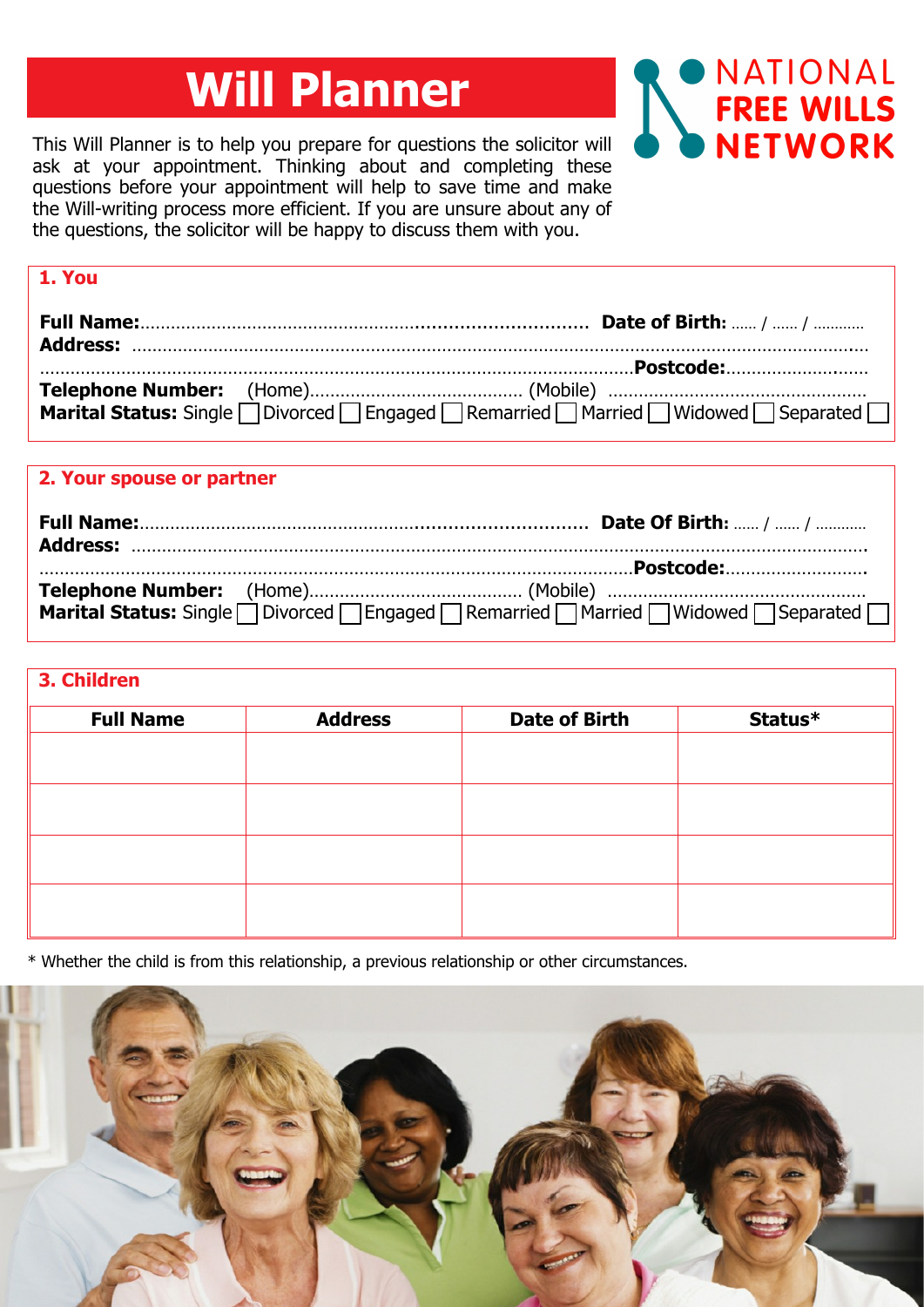# Will Planner

**NATIONAL FREE WILLS NETWORK**

This Will Planner is to help you prepare for questions the solicitor will ask at your appointment. Thinking about and completing these questions before your appointment will help to save time and make the Will-writing process more efficient. If you are unsure about any of the questions, the solicitor will be happy to discuss them with you.

## 1. You

**Full Name:**........................................................................................ **Date of Birth:** ...... / ...... / ............

**Address:** ........................................................................................................................................................

........................................................................................................................**Postcode:**...........................

**Telephone Number:** (Home)......................................... (Mobile) ..................................................

**Marital Status:** Single ☐ Divorced ☐ Engaged ☐ Remarried ☐ Married ☐ Widowed ☐ Separated ☐

## 2. Your spouse or partner

**Full Name:**........................................................................................ **Date Of Birth:** ...... / ...... / ............

**Address:** ........................................................................................................................................................

........................................................................................................................**Postcode:**...........................

**Telephone Number:** (Home)......................................... (Mobile) ..................................................

**Marital Status:** Single ☐ Divorced ☐ Engaged ☐ Remarried ☐ Married ☐ Widowed ☐ Separated ☐

## 3. Children

| Full Name | Address | Date of Birth | Status* |
|---|---|---|---|
| | | | |
| | | | |
| | | | |
| | | | |

* Whether the child is from this relationship, a previous relationship or other circumstances.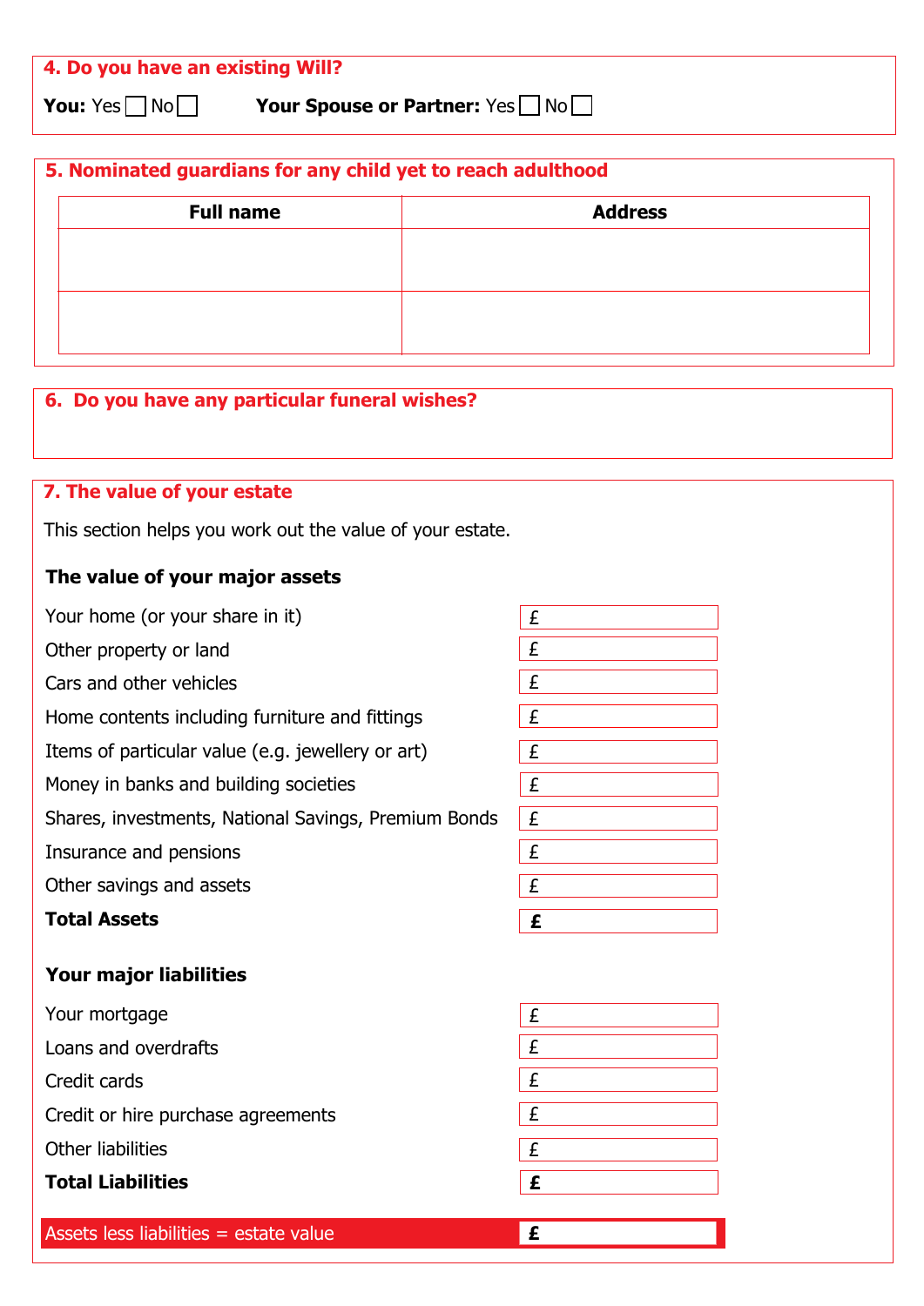## 4. Do you have an existing Will?

**You:** Yes ☐ No ☐ **Your Spouse or Partner:** Yes ☐ No ☐

## 5. Nominated guardians for any child yet to reach adulthood

| Full name | Address |
|---|---|
| | |
| | |

## 6. Do you have any particular funeral wishes?

## 7. The value of your estate

This section helps you work out the value of your estate.

### The value of your major assets

| | |
|---|---|
| Your home (or your share in it) | £ |
| Other property or land | £ |
| Cars and other vehicles | £ |
| Home contents including furniture and fittings | £ |
| Items of particular value (e.g. jewellery or art) | £ |
| Money in banks and building societies | £ |
| Shares, investments, National Savings, Premium Bonds | £ |
| Insurance and pensions | £ |
| Other savings and assets | £ |
| **Total Assets** | **£** |

### Your major liabilities

| | |
|---|---|
| Your mortgage | £ |
| Loans and overdrafts | £ |
| Credit cards | £ |
| Credit or hire purchase agreements | £ |
| Other liabilities | £ |
| **Total Liabilities** | **£** |

| | |
|---|---|
| Assets less liabilities = estate value | **£** |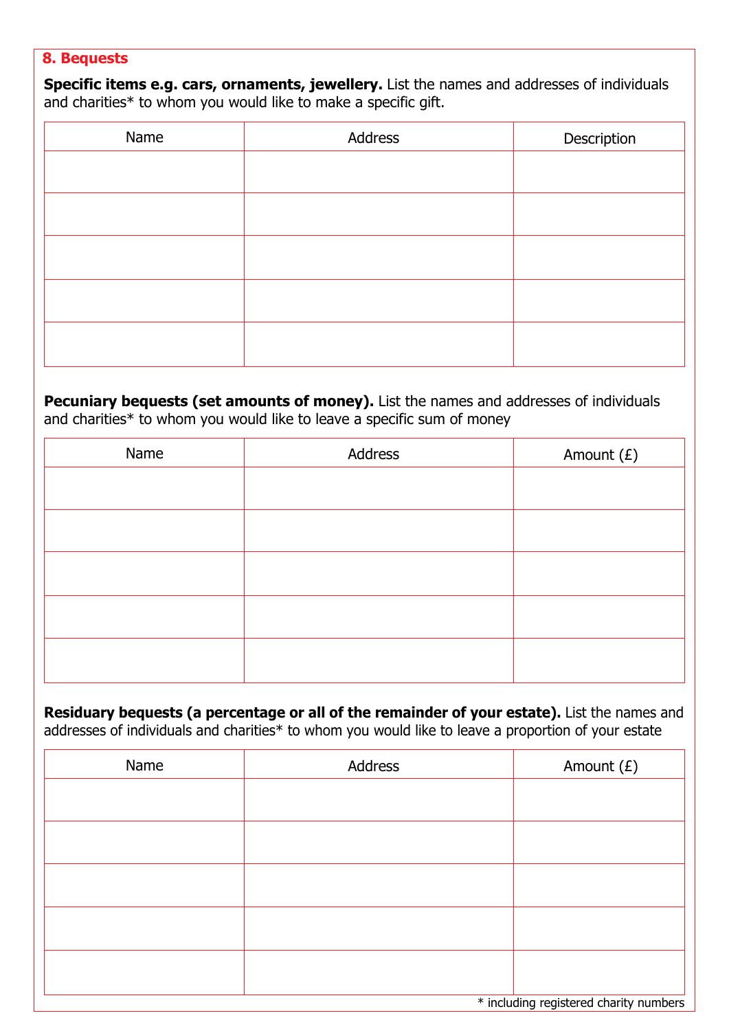## 8. Bequests

**Specific items e.g. cars, ornaments, jewellery.** List the names and addresses of individuals and charities* to whom you would like to make a specific gift.

| Name | Address | Description |
|---|---|---|
| | | |
| | | |
| | | |
| | | |
| | | |

**Pecuniary bequests (set amounts of money).** List the names and addresses of individuals and charities* to whom you would like to leave a specific sum of money

| Name | Address | Amount (£) |
|---|---|---|
| | | |
| | | |
| | | |
| | | |
| | | |

**Residuary bequests (a percentage or all of the remainder of your estate).** List the names and addresses of individuals and charities* to whom you would like to leave a proportion of your estate

| Name | Address | Amount (£) |
|---|---|---|
| | | |
| | | |
| | | |
| | | |
| | | |

* including registered charity numbers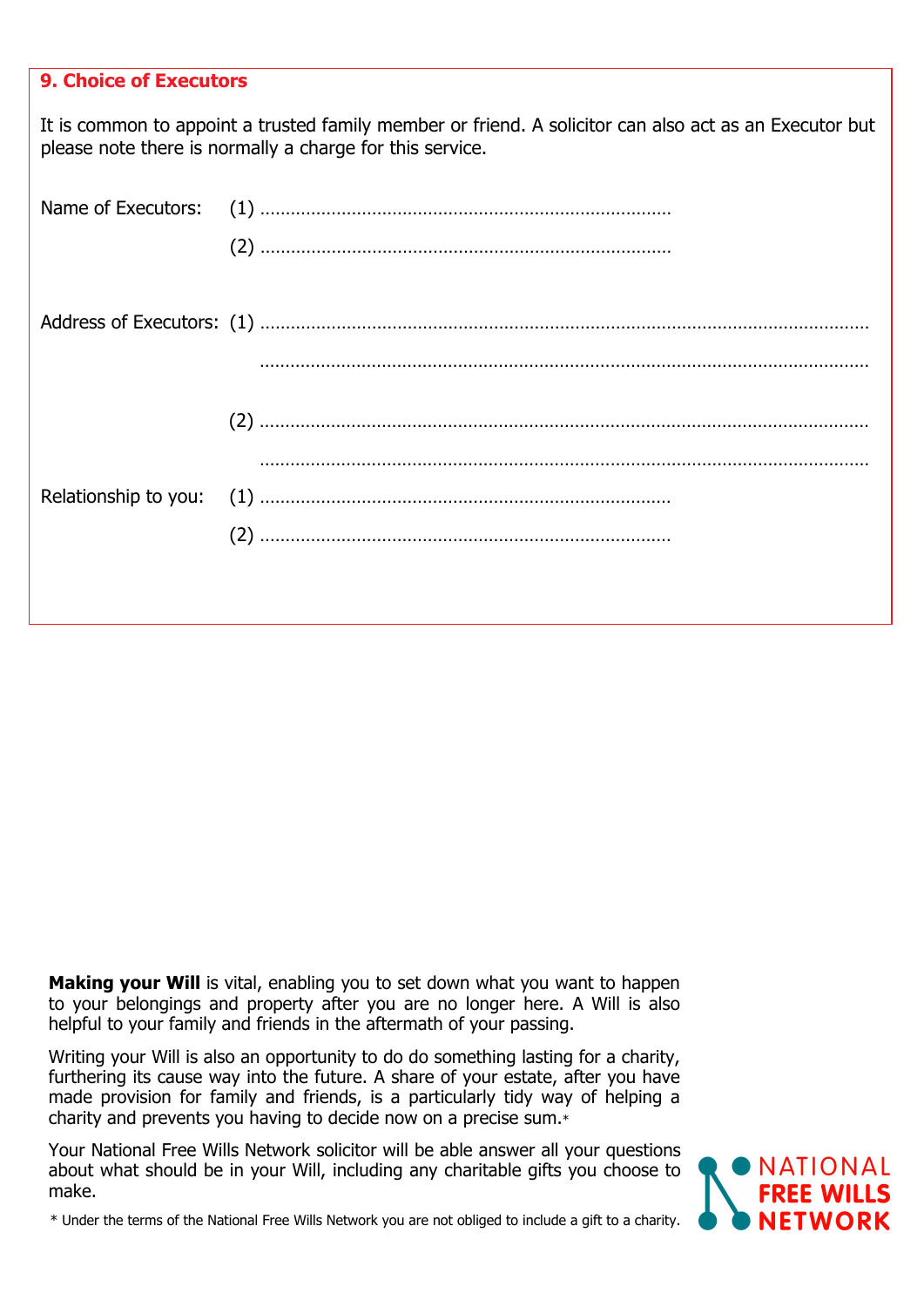## 9. Choice of Executors

It is common to appoint a trusted family member or friend. A solicitor can also act as an Executor but please note there is normally a charge for this service.

Name of Executors: (1) ……………………………………………………………………

(2) ……………………………………………………………………

Address of Executors: (1) ……………………………………………………………………………………………………

……………………………………………………………………………………………………

(2) ……………………………………………………………………………………………………

……………………………………………………………………………………………………

Relationship to you: (1) ……………………………………………………………………

(2) ……………………………………………………………………

**Making your Will** is vital, enabling you to set down what you want to happen to your belongings and property after you are no longer here. A Will is also helpful to your family and friends in the aftermath of your passing.

Writing your Will is also an opportunity to do do something lasting for a charity, furthering its cause way into the future. A share of your estate, after you have made provision for family and friends, is a particularly tidy way of helping a charity and prevents you having to decide now on a precise sum.*

Your National Free Wills Network solicitor will be able answer all your questions about what should be in your Will, including any charitable gifts you choose to make.

* Under the terms of the National Free Wills Network you are not obliged to include a gift to a charity.

NATIONAL FREE WILLS NETWORK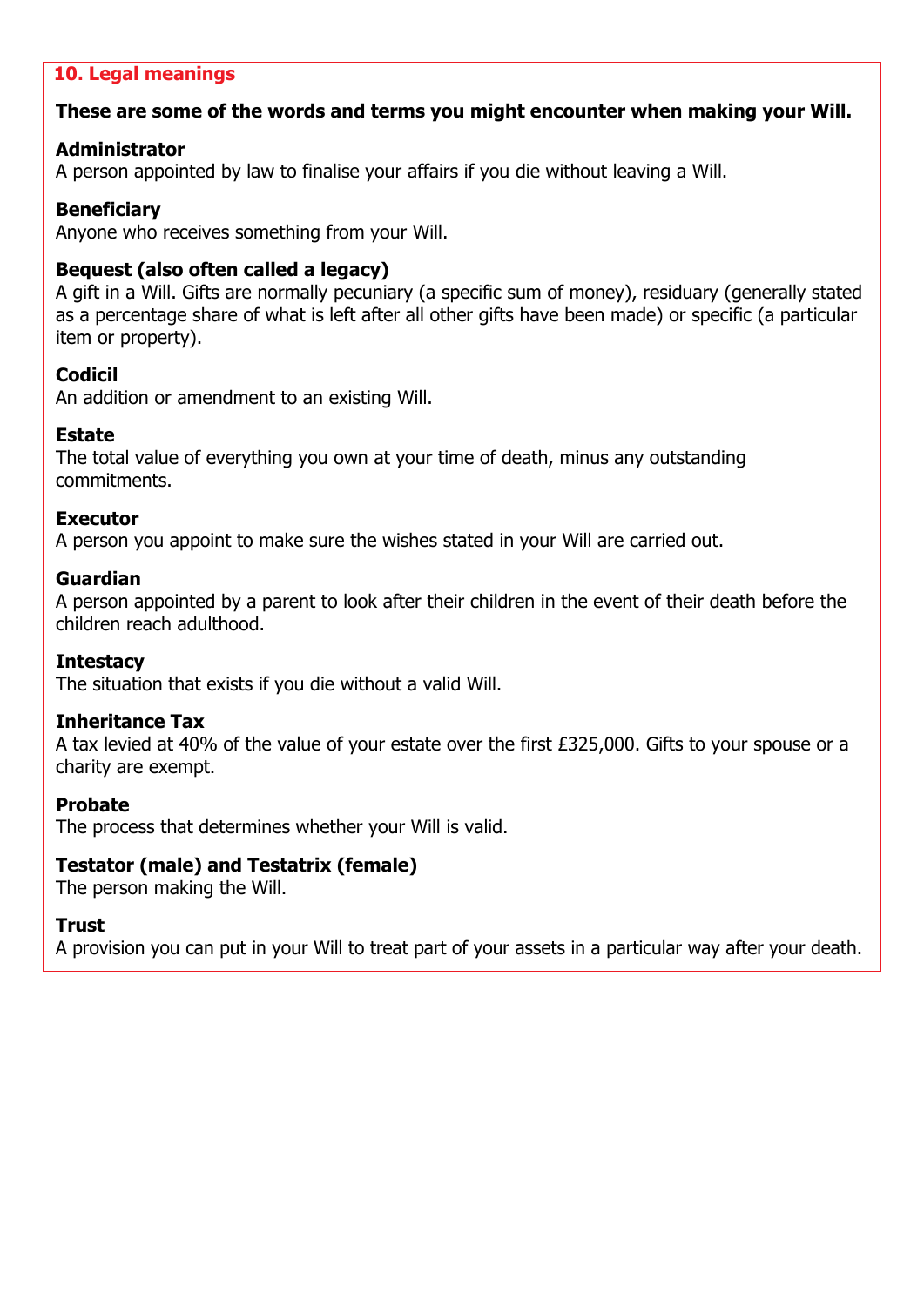## 10. Legal meanings

**These are some of the words and terms you might encounter when making your Will.**

**Administrator**
A person appointed by law to finalise your affairs if you die without leaving a Will.

**Beneficiary**
Anyone who receives something from your Will.

**Bequest (also often called a legacy)**
A gift in a Will. Gifts are normally pecuniary (a specific sum of money), residuary (generally stated as a percentage share of what is left after all other gifts have been made) or specific (a particular item or property).

**Codicil**
An addition or amendment to an existing Will.

**Estate**
The total value of everything you own at your time of death, minus any outstanding commitments.

**Executor**
A person you appoint to make sure the wishes stated in your Will are carried out.

**Guardian**
A person appointed by a parent to look after their children in the event of their death before the children reach adulthood.

**Intestacy**
The situation that exists if you die without a valid Will.

**Inheritance Tax**
A tax levied at 40% of the value of your estate over the first £325,000. Gifts to your spouse or a charity are exempt.

**Probate**
The process that determines whether your Will is valid.

**Testator (male) and Testatrix (female)**
The person making the Will.

**Trust**
A provision you can put in your Will to treat part of your assets in a particular way after your death.